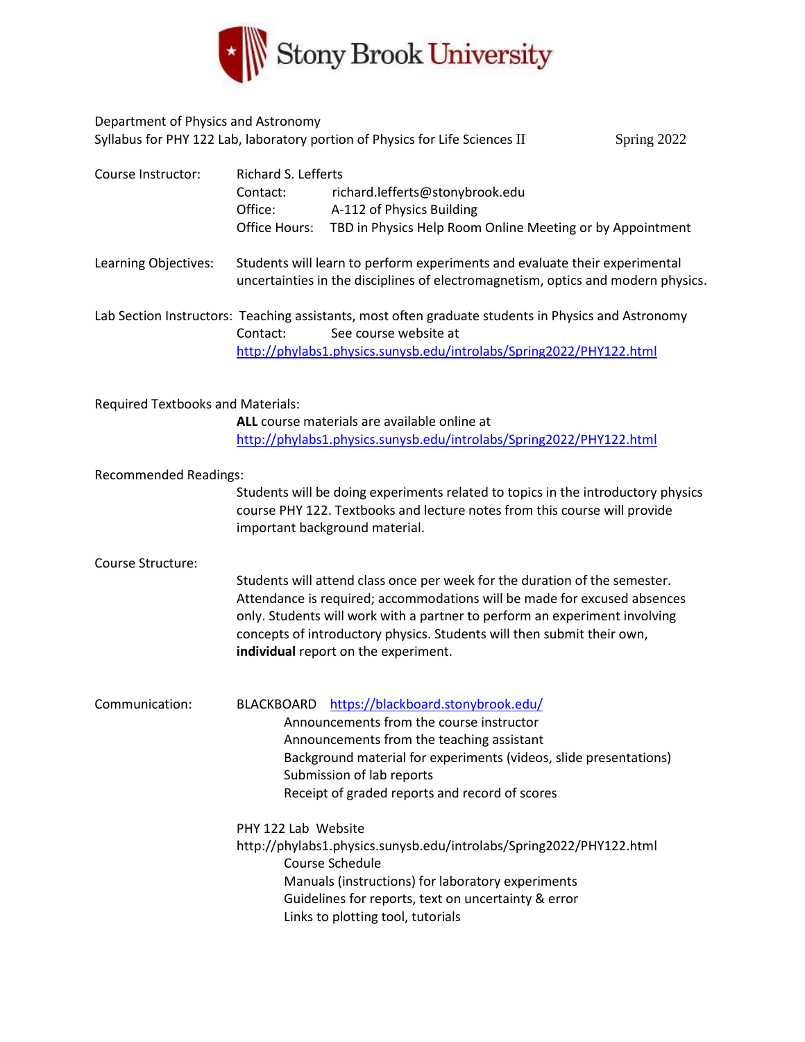Stony Brook University

Department of Physics and Astronomy
Syllabus for PHY 122 Lab, laboratory portion of Physics for Life Sciences II — Spring 2022

**Course Instructor:** Richard S. Lefferts
Contact: richard.lefferts@stonybrook.edu
Office: A-112 of Physics Building
Office Hours: TBD in Physics Help Room Online Meeting or by Appointment

**Learning Objectives:** Students will learn to perform experiments and evaluate their experimental uncertainties in the disciplines of electromagnetism, optics and modern physics.

**Lab Section Instructors:** Teaching assistants, most often graduate students in Physics and Astronomy
Contact: See course website at
http://phylabs1.physics.sunysb.edu/introlabs/Spring2022/PHY122.html

**Required Textbooks and Materials:**

**ALL** course materials are available online at
http://phylabs1.physics.sunysb.edu/introlabs/Spring2022/PHY122.html

**Recommended Readings:**

Students will be doing experiments related to topics in the introductory physics course PHY 122. Textbooks and lecture notes from this course will provide important background material.

**Course Structure:**

Students will attend class once per week for the duration of the semester. Attendance is required; accommodations will be made for excused absences only. Students will work with a partner to perform an experiment involving concepts of introductory physics. Students will then submit their own, **individual** report on the experiment.

**Communication:**

BLACKBOARD https://blackboard.stonybrook.edu/
- Announcements from the course instructor
- Announcements from the teaching assistant
- Background material for experiments (videos, slide presentations)
- Submission of lab reports
- Receipt of graded reports and record of scores

PHY 122 Lab Website
http://phylabs1.physics.sunysb.edu/introlabs/Spring2022/PHY122.html
- Course Schedule
- Manuals (instructions) for laboratory experiments
- Guidelines for reports, text on uncertainty & error
- Links to plotting tool, tutorials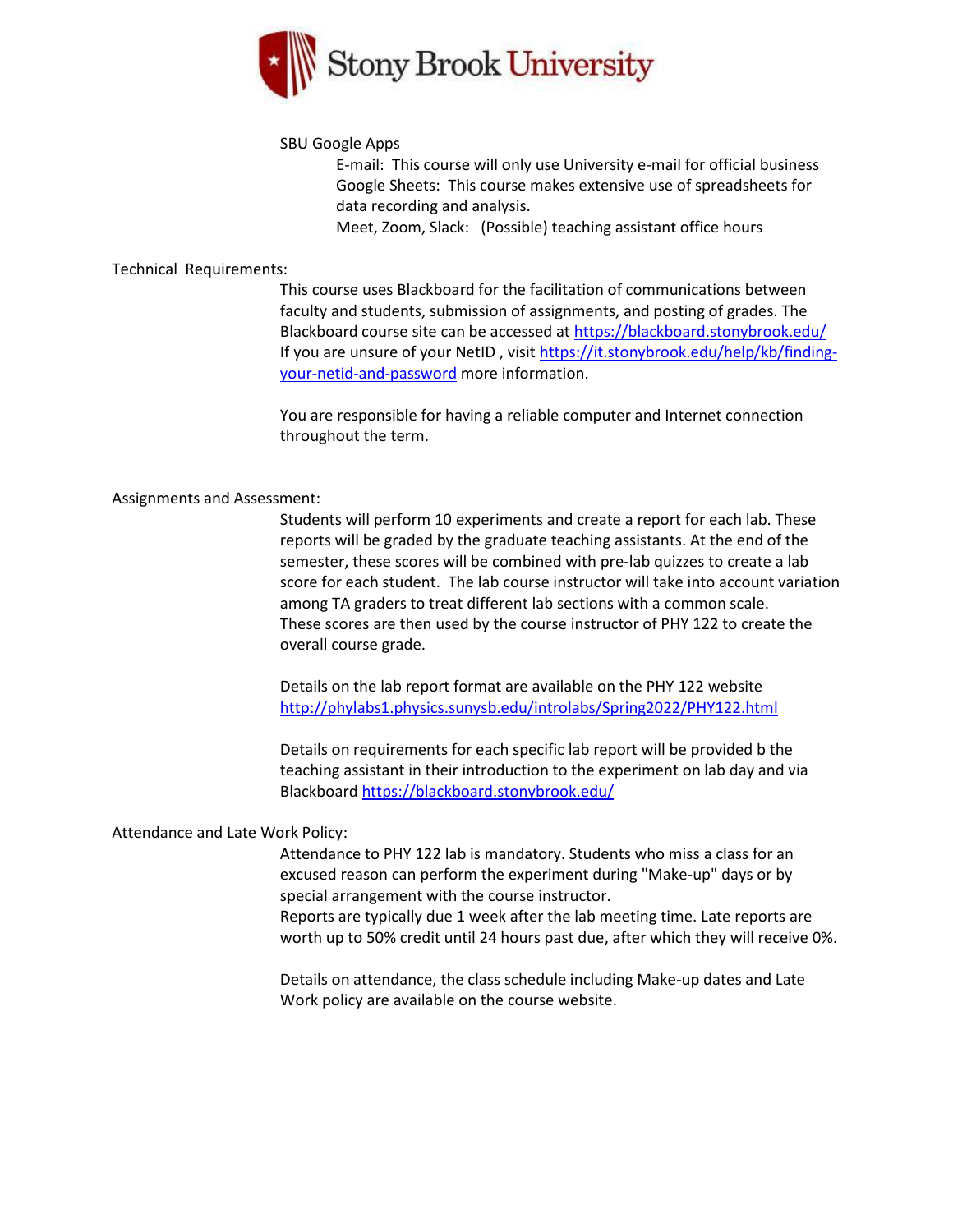SBU Google Apps

E-mail: This course will only use University e-mail for official business

Google Sheets: This course makes extensive use of spreadsheets for data recording and analysis.

Meet, Zoom, Slack: (Possible) teaching assistant office hours

Technical Requirements:

This course uses Blackboard for the facilitation of communications between faculty and students, submission of assignments, and posting of grades. The Blackboard course site can be accessed at https://blackboard.stonybrook.edu/ If you are unsure of your NetID , visit https://it.stonybrook.edu/help/kb/finding-your-netid-and-password more information.

You are responsible for having a reliable computer and Internet connection throughout the term.

Assignments and Assessment:

Students will perform 10 experiments and create a report for each lab. These reports will be graded by the graduate teaching assistants. At the end of the semester, these scores will be combined with pre-lab quizzes to create a lab score for each student. The lab course instructor will take into account variation among TA graders to treat different lab sections with a common scale. These scores are then used by the course instructor of PHY 122 to create the overall course grade.

Details on the lab report format are available on the PHY 122 website http://phylabs1.physics.sunysb.edu/introlabs/Spring2022/PHY122.html

Details on requirements for each specific lab report will be provided b the teaching assistant in their introduction to the experiment on lab day and via Blackboard https://blackboard.stonybrook.edu/

Attendance and Late Work Policy:

Attendance to PHY 122 lab is mandatory. Students who miss a class for an excused reason can perform the experiment during "Make-up" days or by special arrangement with the course instructor.
Reports are typically due 1 week after the lab meeting time. Late reports are worth up to 50% credit until 24 hours past due, after which they will receive 0%.

Details on attendance, the class schedule including Make-up dates and Late Work policy are available on the course website.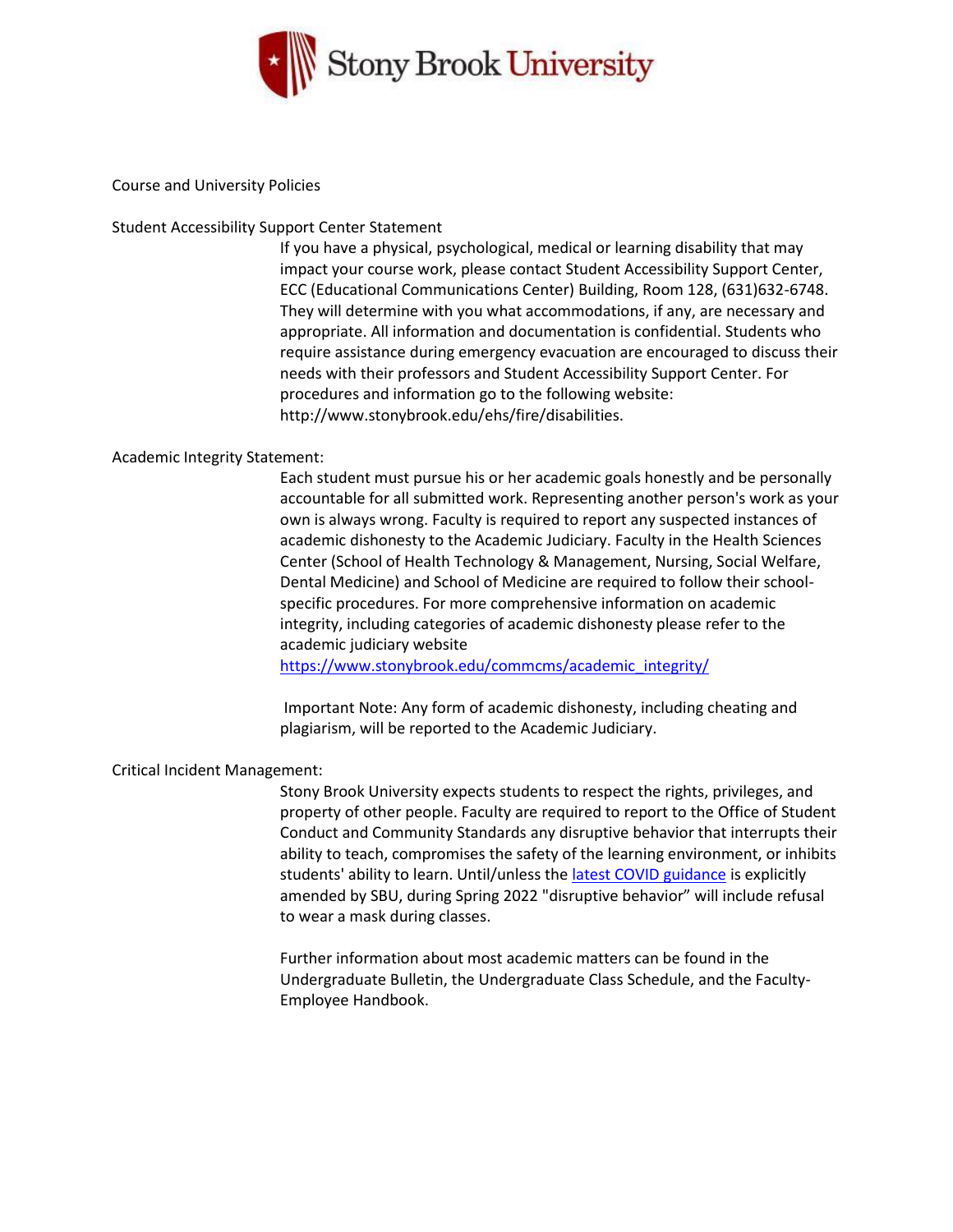## Course and University Policies

### Student Accessibility Support Center Statement

If you have a physical, psychological, medical or learning disability that may impact your course work, please contact Student Accessibility Support Center, ECC (Educational Communications Center) Building, Room 128, (631)632-6748. They will determine with you what accommodations, if any, are necessary and appropriate. All information and documentation is confidential. Students who require assistance during emergency evacuation are encouraged to discuss their needs with their professors and Student Accessibility Support Center. For procedures and information go to the following website: http://www.stonybrook.edu/ehs/fire/disabilities.

### Academic Integrity Statement:

Each student must pursue his or her academic goals honestly and be personally accountable for all submitted work. Representing another person's work as your own is always wrong. Faculty is required to report any suspected instances of academic dishonesty to the Academic Judiciary. Faculty in the Health Sciences Center (School of Health Technology & Management, Nursing, Social Welfare, Dental Medicine) and School of Medicine are required to follow their school-specific procedures. For more comprehensive information on academic integrity, including categories of academic dishonesty please refer to the academic judiciary website https://www.stonybrook.edu/commcms/academic_integrity/

Important Note: Any form of academic dishonesty, including cheating and plagiarism, will be reported to the Academic Judiciary.

### Critical Incident Management:

Stony Brook University expects students to respect the rights, privileges, and property of other people. Faculty are required to report to the Office of Student Conduct and Community Standards any disruptive behavior that interrupts their ability to teach, compromises the safety of the learning environment, or inhibits students' ability to learn. Until/unless the latest COVID guidance is explicitly amended by SBU, during Spring 2022 "disruptive behavior" will include refusal to wear a mask during classes.

Further information about most academic matters can be found in the Undergraduate Bulletin, the Undergraduate Class Schedule, and the Faculty-Employee Handbook.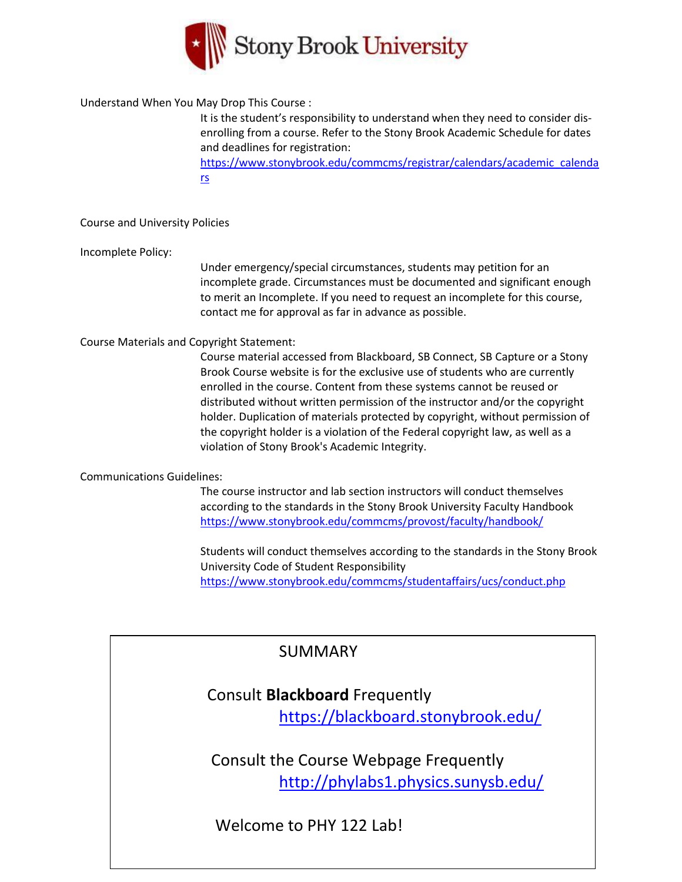Understand When You May Drop This Course :

It is the student's responsibility to understand when they need to consider dis-enrolling from a course. Refer to the Stony Brook Academic Schedule for dates and deadlines for registration: https://www.stonybrook.edu/commcms/registrar/calendars/academic_calendars

## Course and University Policies

Incomplete Policy:

Under emergency/special circumstances, students may petition for an incomplete grade. Circumstances must be documented and significant enough to merit an Incomplete. If you need to request an incomplete for this course, contact me for approval as far in advance as possible.

Course Materials and Copyright Statement:

Course material accessed from Blackboard, SB Connect, SB Capture or a Stony Brook Course website is for the exclusive use of students who are currently enrolled in the course. Content from these systems cannot be reused or distributed without written permission of the instructor and/or the copyright holder. Duplication of materials protected by copyright, without permission of the copyright holder is a violation of the Federal copyright law, as well as a violation of Stony Brook's Academic Integrity.

Communications Guidelines:

The course instructor and lab section instructors will conduct themselves according to the standards in the Stony Brook University Faculty Handbook https://www.stonybrook.edu/commcms/provost/faculty/handbook/

Students will conduct themselves according to the standards in the Stony Brook University Code of Student Responsibility https://www.stonybrook.edu/commcms/studentaffairs/ucs/conduct.php

## SUMMARY

Consult **Blackboard** Frequently

https://blackboard.stonybrook.edu/

Consult the Course Webpage Frequently

http://phylabs1.physics.sunysb.edu/

Welcome to PHY 122 Lab!